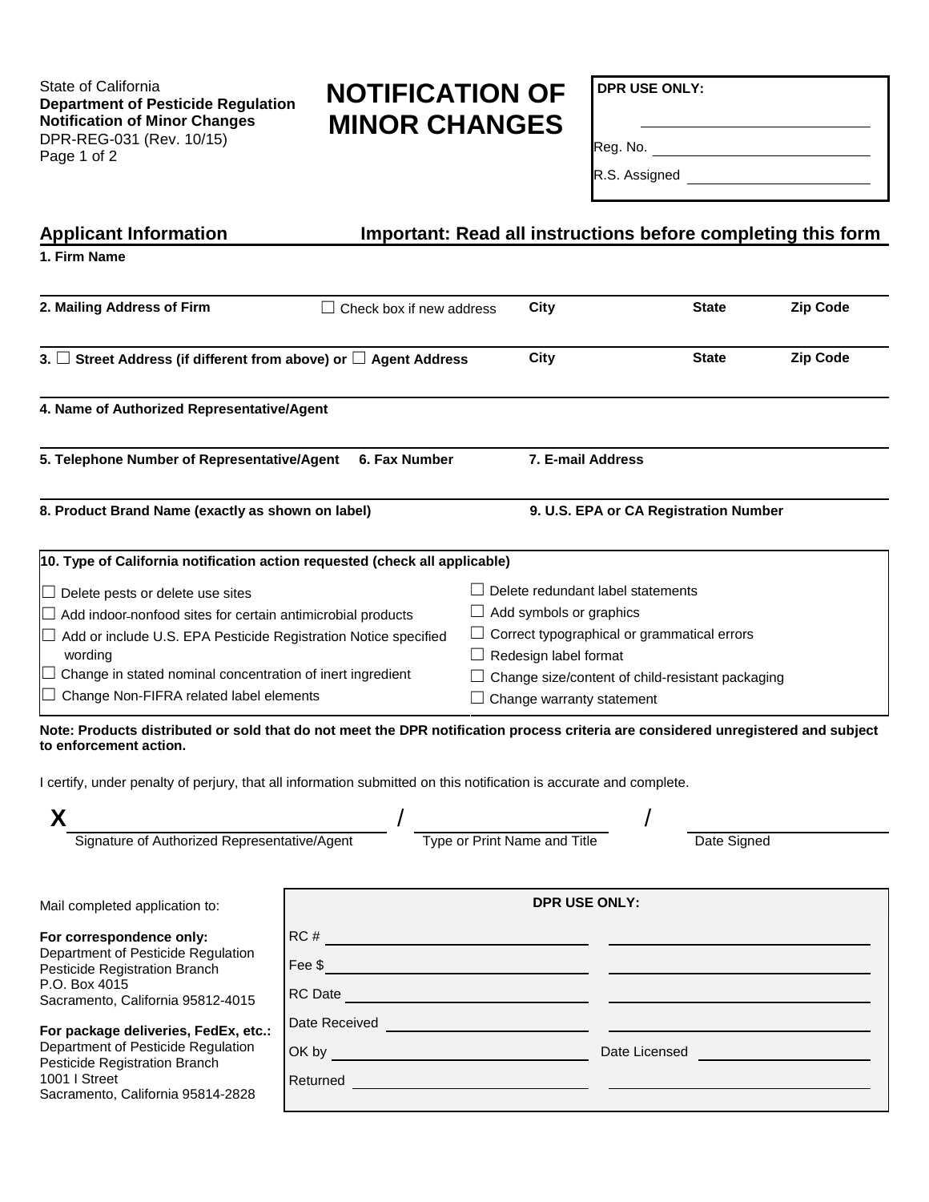State of California
**Department of Pesticide Regulation**
**Notification of Minor Changes**
DPR-REG-031 (Rev. 10/15)

# NOTIFICATION OF MINOR CHANGES

**DPR USE ONLY:**

\_\_\_\_\_\_\_\_\_\_\_\_\_\_\_\_\_\_\_\_

Reg. No. \_\_\_\_\_\_\_\_\_\_\_\_\_\_\_\_\_\_\_\_

R.S. Assigned \_\_\_\_\_\_\_\_\_\_\_\_\_\_\_\_\_\_\_\_

## Applicant Information — Important: Read all instructions before completing this form

**1. Firm Name**

**2. Mailing Address of Firm** ☐ Check box if new address | **City** | **State** | **Zip Code**

**3.** ☐ **Street Address (if different from above) or** ☐ **Agent Address** | **City** | **State** | **Zip Code**

**4. Name of Authorized Representative/Agent**

**5. Telephone Number of Representative/Agent** | **6. Fax Number** | **7. E-mail Address**

**8. Product Brand Name (exactly as shown on label)** | **9. U.S. EPA or CA Registration Number**

**10. Type of California notification action requested (check all applicable)**

- ☐ Delete pests or delete use sites
- ☐ Add indoor-nonfood sites for certain antimicrobial products
- ☐ Add or include U.S. EPA Pesticide Registration Notice specified wording
- ☐ Change in stated nominal concentration of inert ingredient
- ☐ Change Non-FIFRA related label elements
- ☐ Delete redundant label statements
- ☐ Add symbols or graphics
- ☐ Correct typographical or grammatical errors
- ☐ Redesign label format
- ☐ Change size/content of child-resistant packaging
- ☐ Change warranty statement

**Note: Products distributed or sold that do not meet the DPR notification process criteria are considered unregistered and subject to enforcement action.**

I certify, under penalty of perjury, that all information submitted on this notification is accurate and complete.

**X** \_\_\_\_\_\_\_\_\_\_\_\_\_\_\_\_\_\_\_\_ / \_\_\_\_\_\_\_\_\_\_\_\_\_\_\_\_\_\_\_\_ / \_\_\_\_\_\_\_\_\_\_\_\_\_\_\_\_\_\_\_\_

Signature of Authorized Representative/Agent — Type or Print Name and Title — Date Signed

Mail completed application to:

**For correspondence only:**
Department of Pesticide Regulation
Pesticide Registration Branch
P.O. Box 4015
Sacramento, California 95812-4015

**For package deliveries, FedEx, etc.:**
Department of Pesticide Regulation
Pesticide Registration Branch
1001 I Street
Sacramento, California 95814-2828

**DPR USE ONLY:**

| | |
|---|---|
| RC # | |
| Fee $ | |
| RC Date | |
| Date Received | |
| OK by | Date Licensed |
| Returned | |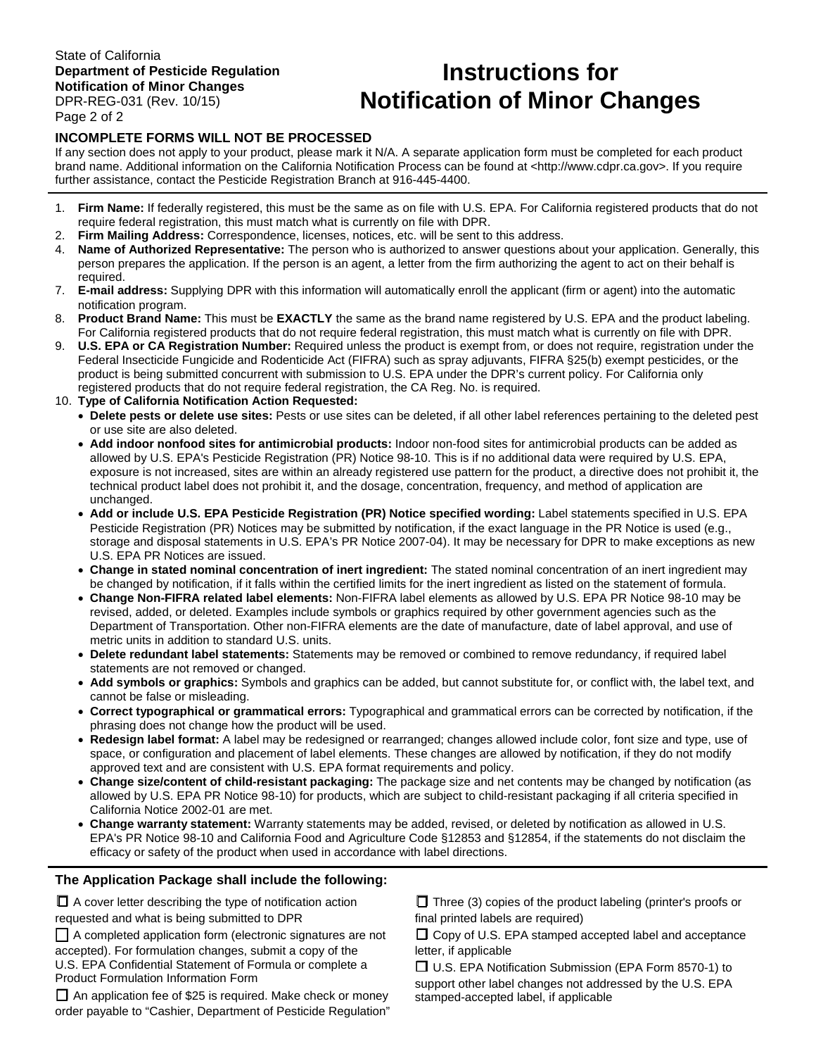State of California
**Department of Pesticide Regulation**
**Notification of Minor Changes**
DPR-REG-031 (Rev. 10/15)

# Instructions for Notification of Minor Changes

**INCOMPLETE FORMS WILL NOT BE PROCESSED**

If any section does not apply to your product, please mark it N/A. A separate application form must be completed for each product brand name. Additional information on the California Notification Process can be found at <http://www.cdpr.ca.gov>. If you require further assistance, contact the Pesticide Registration Branch at 916-445-4400.

---

1. **Firm Name:** If federally registered, this must be the same as on file with U.S. EPA. For California registered products that do not require federal registration, this must match what is currently on file with DPR.
2. **Firm Mailing Address:** Correspondence, licenses, notices, etc. will be sent to this address.
4. **Name of Authorized Representative:** The person who is authorized to answer questions about your application. Generally, this person prepares the application. If the person is an agent, a letter from the firm authorizing the agent to act on their behalf is required.
7. **E-mail address:** Supplying DPR with this information will automatically enroll the applicant (firm or agent) into the automatic notification program.
8. **Product Brand Name:** This must be **EXACTLY** the same as the brand name registered by U.S. EPA and the product labeling. For California registered products that do not require federal registration, this must match what is currently on file with DPR.
9. **U.S. EPA or CA Registration Number:** Required unless the product is exempt from, or does not require, registration under the Federal Insecticide Fungicide and Rodenticide Act (FIFRA) such as spray adjuvants, FIFRA §25(b) exempt pesticides, or the product is being submitted concurrent with submission to U.S. EPA under the DPR's current policy. For California only registered products that do not require federal registration, the CA Reg. No. is required.
10. **Type of California Notification Action Requested:**
    - **Delete pests or delete use sites:** Pests or use sites can be deleted, if all other label references pertaining to the deleted pest or use site are also deleted.
    - **Add indoor nonfood sites for antimicrobial products:** Indoor non-food sites for antimicrobial products can be added as allowed by U.S. EPA's Pesticide Registration (PR) Notice 98-10. This is if no additional data were required by U.S. EPA, exposure is not increased, sites are within an already registered use pattern for the product, a directive does not prohibit it, the technical product label does not prohibit it, and the dosage, concentration, frequency, and method of application are unchanged.
    - **Add or include U.S. EPA Pesticide Registration (PR) Notice specified wording:** Label statements specified in U.S. EPA Pesticide Registration (PR) Notices may be submitted by notification, if the exact language in the PR Notice is used (e.g., storage and disposal statements in U.S. EPA's PR Notice 2007-04). It may be necessary for DPR to make exceptions as new U.S. EPA PR Notices are issued.
    - **Change in stated nominal concentration of inert ingredient:** The stated nominal concentration of an inert ingredient may be changed by notification, if it falls within the certified limits for the inert ingredient as listed on the statement of formula.
    - **Change Non-FIFRA related label elements:** Non-FIFRA label elements as allowed by U.S. EPA PR Notice 98-10 may be revised, added, or deleted. Examples include symbols or graphics required by other government agencies such as the Department of Transportation. Other non-FIFRA elements are the date of manufacture, date of label approval, and use of metric units in addition to standard U.S. units.
    - **Delete redundant label statements:** Statements may be removed or combined to remove redundancy, if required label statements are not removed or changed.
    - **Add symbols or graphics:** Symbols and graphics can be added, but cannot substitute for, or conflict with, the label text, and cannot be false or misleading.
    - **Correct typographical or grammatical errors:** Typographical and grammatical errors can be corrected by notification, if the phrasing does not change how the product will be used.
    - **Redesign label format:** A label may be redesigned or rearranged; changes allowed include color, font size and type, use of space, or configuration and placement of label elements. These changes are allowed by notification, if they do not modify approved text and are consistent with U.S. EPA format requirements and policy.
    - **Change size/content of child-resistant packaging:** The package size and net contents may be changed by notification (as allowed by U.S. EPA PR Notice 98-10) for products, which are subject to child-resistant packaging if all criteria specified in California Notice 2002-01 are met.
    - **Change warranty statement:** Warranty statements may be added, revised, or deleted by notification as allowed in U.S. EPA's PR Notice 98-10 and California Food and Agriculture Code §12853 and §12854, if the statements do not disclaim the efficacy or safety of the product when used in accordance with label directions.

---

**The Application Package shall include the following:**

- ☐ A cover letter describing the type of notification action requested and what is being submitted to DPR
- ☐ A completed application form (electronic signatures are not accepted). For formulation changes, submit a copy of the U.S. EPA Confidential Statement of Formula or complete a Product Formulation Information Form
- ☐ An application fee of $25 is required. Make check or money order payable to "Cashier, Department of Pesticide Regulation"
- ☐ Three (3) copies of the product labeling (printer's proofs or final printed labels are required)
- ☐ Copy of U.S. EPA stamped accepted label and acceptance letter, if applicable
- ☐ U.S. EPA Notification Submission (EPA Form 8570-1) to support other label changes not addressed by the U.S. EPA stamped-accepted label, if applicable